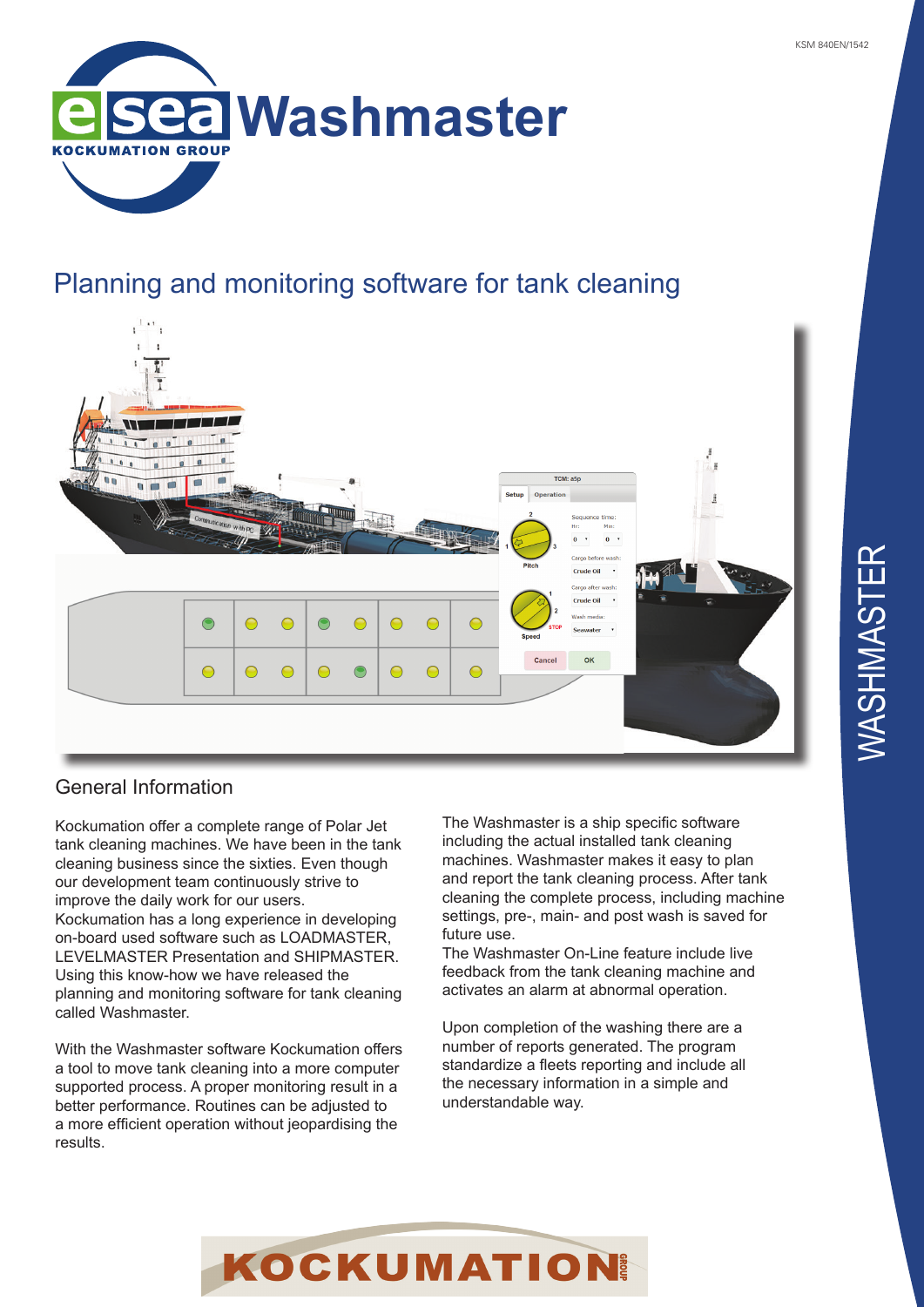# Washmaster

## Planning and monitoring software for tank cleaning

### General Information

Kockumation offer a complete range of Polar Jet tank cleaning machines. We have been in the tank cleaning business since the sixties. Even though our development team continuously strive to improve the daily work for our users.
Kockumation has a long experience in developing on-board used software such as LOADMASTER, LEVELMASTER Presentation and SHIPMASTER. Using this know-how we have released the planning and monitoring software for tank cleaning called Washmaster.

With the Washmaster software Kockumation offers a tool to move tank cleaning into a more computer supported process. A proper monitoring result in a better performance. Routines can be adjusted to a more efficient operation without jeopardising the results.

The Washmaster is a ship specific software including the actual installed tank cleaning machines. Washmaster makes it easy to plan and report the tank cleaning process. After tank cleaning the complete process, including machine settings, pre-, main- and post wash is saved for future use.
The Washmaster On-Line feature include live feedback from the tank cleaning machine and activates an alarm at abnormal operation.

Upon completion of the washing there are a number of reports generated. The program standardize a fleets reporting and include all the necessary information in a simple and understandable way.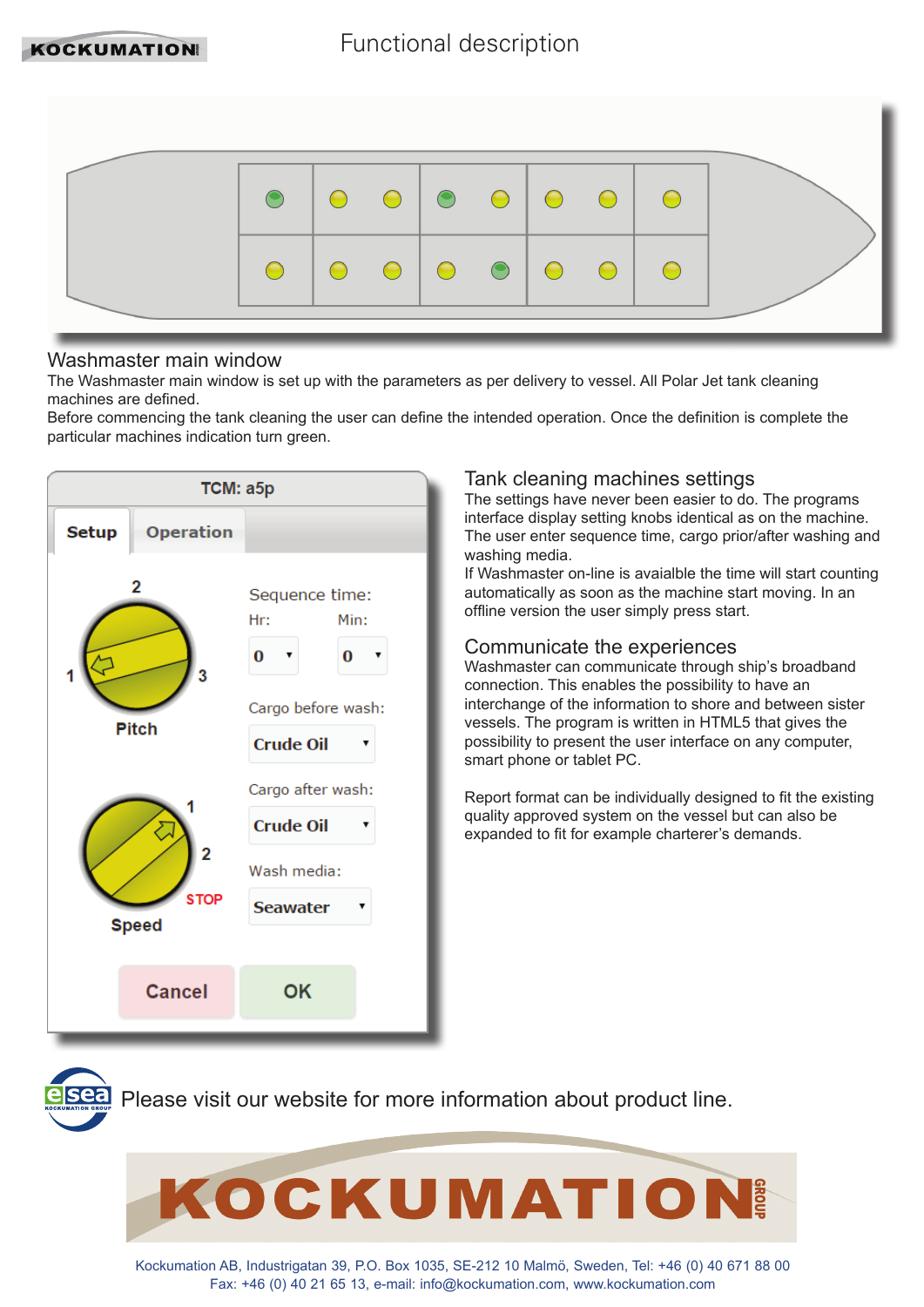# Functional description

## Washmaster main window

The Washmaster main window is set up with the parameters as per delivery to vessel. All Polar Jet tank cleaning machines are defined.
Before commencing the tank cleaning the user can define the intended operation. Once the definition is complete the particular machines indication turn green.

TCM: a5p

Setup | Operation

2
1
3
Pitch

1
2
STOP
Speed

Sequence time:
Hr: 0
Min: 0

Cargo before wash: Crude Oil

Cargo after wash: Crude Oil

Wash media: Seawater

Cancel | OK

## Tank cleaning machines settings

The settings have never been easier to do. The programs interface display setting knobs identical as on the machine. The user enter sequence time, cargo prior/after washing and washing media.
If Washmaster on-line is avaialble the time will start counting automatically as soon as the machine start moving. In an offline version the user simply press start.

## Communicate the experiences

Washmaster can communicate through ship's broadband connection. This enables the possibility to have an interchange of the information to shore and between sister vessels. The program is written in HTML5 that gives the possibility to present the user interface on any computer, smart phone or tablet PC.

Report format can be individually designed to fit the existing quality approved system on the vessel but can also be expanded to fit for example charterer's demands.

Please visit our website for more information about product line.

Kockumation AB, Industrigatan 39, P.O. Box 1035, SE-212 10 Malmö, Sweden, Tel: +46 (0) 40 671 88 00
Fax: +46 (0) 40 21 65 13, e-mail: info@kockumation.com, www.kockumation.com